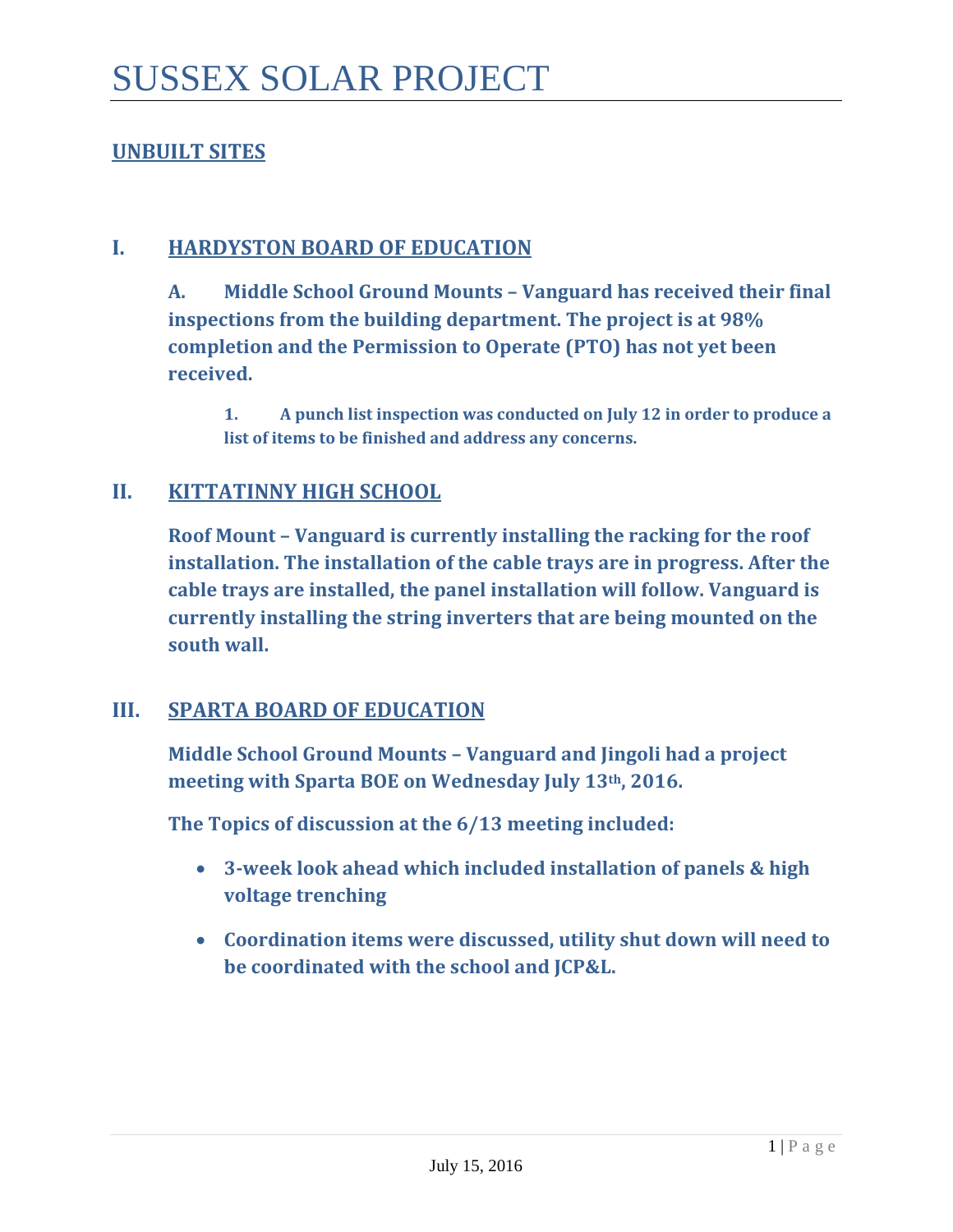# SUSSEX SOLAR PROJECT

## UNBUILT SITES

## I. HARDYSTON BOARD OF EDUCATION

**A. Middle School Ground Mounts – Vanguard has received their final inspections from the building department. The project is at 98% completion and the Permission to Operate (PTO) has not yet been received.**

**1. A punch list inspection was conducted on July 12 in order to produce a list of items to be finished and address any concerns.**

## II. KITTATINNY HIGH SCHOOL

**Roof Mount – Vanguard is currently installing the racking for the roof installation. The installation of the cable trays are in progress. After the cable trays are installed, the panel installation will follow. Vanguard is currently installing the string inverters that are being mounted on the south wall.**

## III. SPARTA BOARD OF EDUCATION

**Middle School Ground Mounts – Vanguard and Jingoli had a project meeting with Sparta BOE on Wednesday July 13th, 2016.**

**The Topics of discussion at the 6/13 meeting included:**

- **3-week look ahead which included installation of panels & high voltage trenching**
- **Coordination items were discussed, utility shut down will need to be coordinated with the school and JCP&L.**

July 15, 2016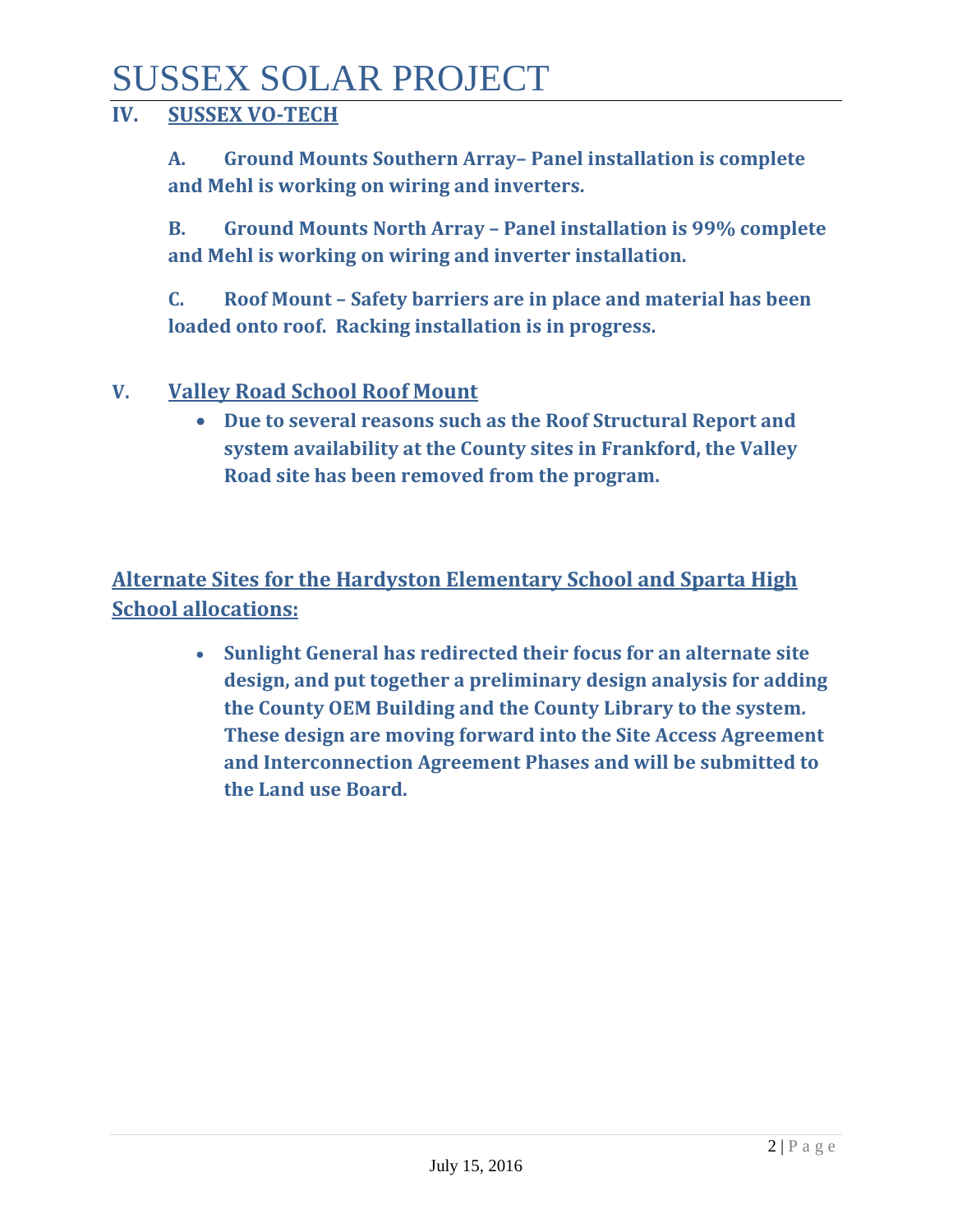## IV. SUSSEX VO-TECH

**A. Ground Mounts Southern Array– Panel installation is complete and Mehl is working on wiring and inverters.**

**B. Ground Mounts North Array – Panel installation is 99% complete and Mehl is working on wiring and inverter installation.**

**C. Roof Mount – Safety barriers are in place and material has been loaded onto roof. Racking installation is in progress.**

## V. Valley Road School Roof Mount

- **Due to several reasons such as the Roof Structural Report and system availability at the County sites in Frankford, the Valley Road site has been removed from the program.**

## Alternate Sites for the Hardyston Elementary School and Sparta High School allocations:

- **Sunlight General has redirected their focus for an alternate site design, and put together a preliminary design analysis for adding the County OEM Building and the County Library to the system. These design are moving forward into the Site Access Agreement and Interconnection Agreement Phases and will be submitted to the Land use Board.**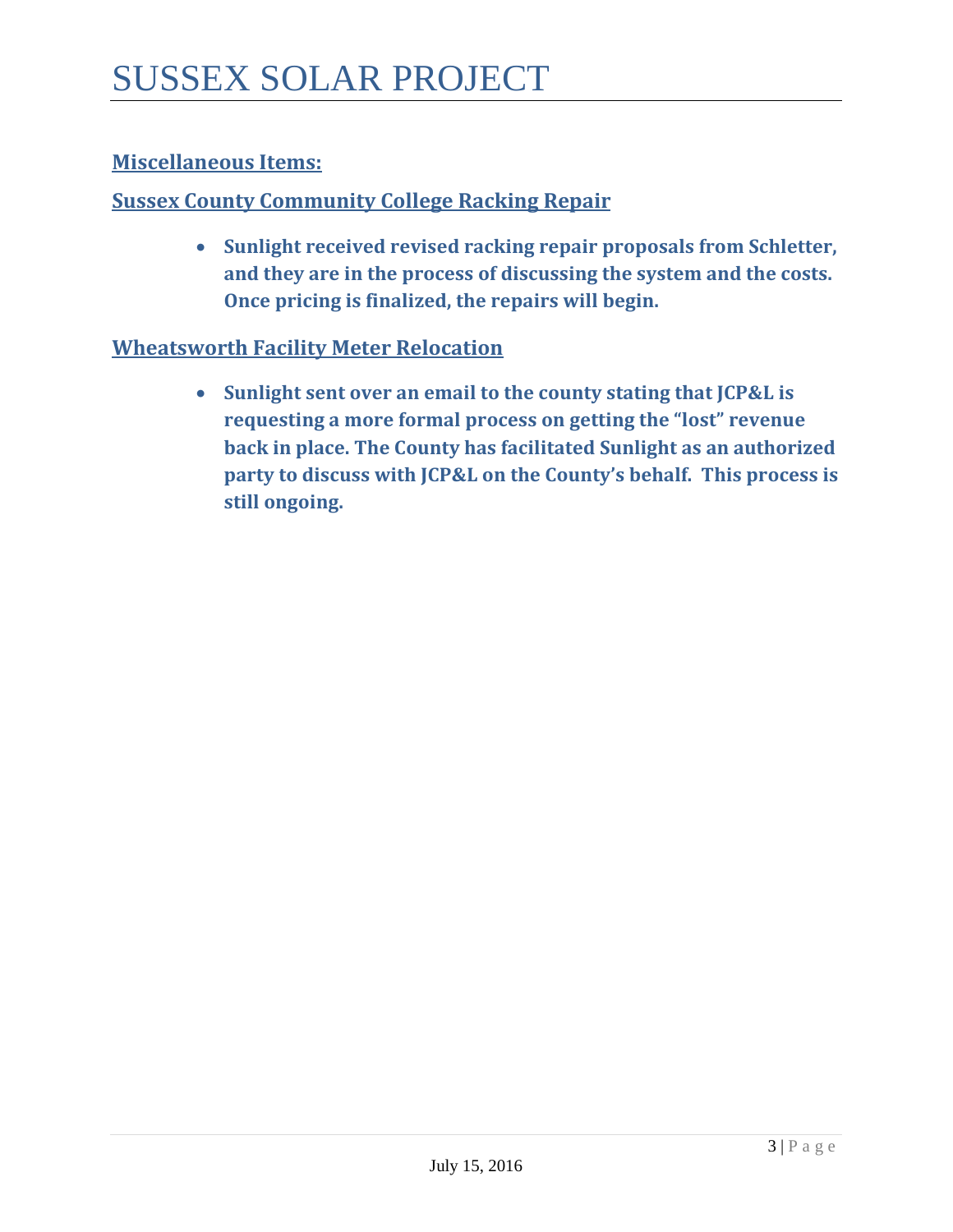## Miscellaneous Items:

### Sussex County Community College Racking Repair

- **Sunlight received revised racking repair proposals from Schletter, and they are in the process of discussing the system and the costs. Once pricing is finalized, the repairs will begin.**

### Wheatsworth Facility Meter Relocation

- **Sunlight sent over an email to the county stating that JCP&L is requesting a more formal process on getting the "lost" revenue back in place. The County has facilitated Sunlight as an authorized party to discuss with JCP&L on the County's behalf. This process is still ongoing.**